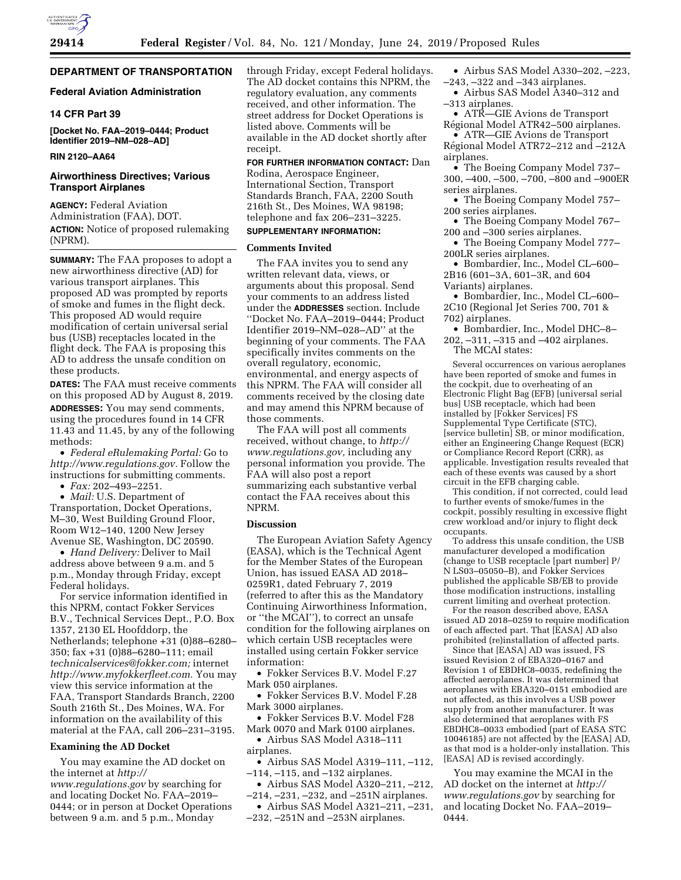## DEPARTMENT OF TRANSPORTATION

### Federal Aviation Administration

### 14 CFR Part 39

**[Docket No. FAA–2019–0444; Product Identifier 2019–NM–028–AD]**

**RIN 2120–AA64**

### Airworthiness Directives; Various Transport Airplanes

**AGENCY:** Federal Aviation Administration (FAA), DOT.

**ACTION:** Notice of proposed rulemaking (NPRM).

**SUMMARY:** The FAA proposes to adopt a new airworthiness directive (AD) for various transport airplanes. This proposed AD was prompted by reports of smoke and fumes in the flight deck. This proposed AD would require modification of certain universal serial bus (USB) receptacles located in the flight deck. The FAA is proposing this AD to address the unsafe condition on these products.

**DATES:** The FAA must receive comments on this proposed AD by August 8, 2019.

**ADDRESSES:** You may send comments, using the procedures found in 14 CFR 11.43 and 11.45, by any of the following methods:

- *Federal eRulemaking Portal:* Go to *http://www.regulations.gov.* Follow the instructions for submitting comments.
- *Fax:* 202–493–2251.
- *Mail:* U.S. Department of Transportation, Docket Operations, M–30, West Building Ground Floor, Room W12–140, 1200 New Jersey Avenue SE, Washington, DC 20590.
- *Hand Delivery:* Deliver to Mail address above between 9 a.m. and 5 p.m., Monday through Friday, except Federal holidays.

For service information identified in this NPRM, contact Fokker Services B.V., Technical Services Dept., P.O. Box 1357, 2130 EL Hoofddorp, the Netherlands; telephone +31 (0)88–6280–350; fax +31 (0)88–6280–111; email *technicalservices@fokker.com;* internet *http://www.myfokkerfleet.com.* You may view this service information at the FAA, Transport Standards Branch, 2200 South 216th St., Des Moines, WA. For information on the availability of this material at the FAA, call 206–231–3195.

#### Examining the AD Docket

You may examine the AD docket on the internet at *http://www.regulations.gov* by searching for and locating Docket No. FAA–2019–0444; or in person at Docket Operations between 9 a.m. and 5 p.m., Monday through Friday, except Federal holidays. The AD docket contains this NPRM, the regulatory evaluation, any comments received, and other information. The street address for Docket Operations is listed above. Comments will be available in the AD docket shortly after receipt.

**FOR FURTHER INFORMATION CONTACT:** Dan Rodina, Aerospace Engineer, International Section, Transport Standards Branch, FAA, 2200 South 216th St., Des Moines, WA 98198; telephone and fax 206–231–3225.

**SUPPLEMENTARY INFORMATION:**

#### Comments Invited

The FAA invites you to send any written relevant data, views, or arguments about this proposal. Send your comments to an address listed under the **ADDRESSES** section. Include "Docket No. FAA–2019–0444; Product Identifier 2019–NM–028–AD" at the beginning of your comments. The FAA specifically invites comments on the overall regulatory, economic, environmental, and energy aspects of this NPRM. The FAA will consider all comments received by the closing date and may amend this NPRM because of those comments.

The FAA will post all comments received, without change, to *http://www.regulations.gov,* including any personal information you provide. The FAA will also post a report summarizing each substantive verbal contact the FAA receives about this NPRM.

#### Discussion

The European Aviation Safety Agency (EASA), which is the Technical Agent for the Member States of the European Union, has issued EASA AD 2018–0259R1, dated February 7, 2019 (referred to after this as the Mandatory Continuing Airworthiness Information, or "the MCAI"), to correct an unsafe condition for the following airplanes on which certain USB receptacles were installed using certain Fokker service information:

- Fokker Services B.V. Model F.27 Mark 050 airplanes.
- Fokker Services B.V. Model F.28 Mark 3000 airplanes.
- Fokker Services B.V. Model F28 Mark 0070 and Mark 0100 airplanes.
- Airbus SAS Model A318–111 airplanes.
- Airbus SAS Model A319–111, –112, –114, –115, and –132 airplanes.
- Airbus SAS Model A320–211, –212, –214, –231, –232, and –251N airplanes.
- Airbus SAS Model A321–211, –231, –232, –251N and –253N airplanes.
- Airbus SAS Model A330–202, –223, –243, –322 and –343 airplanes.
- Airbus SAS Model A340–312 and –313 airplanes.
- ATR—GIE Avions de Transport Régional Model ATR42–500 airplanes.
- ATR—GIE Avions de Transport Régional Model ATR72–212 and –212A airplanes.
- The Boeing Company Model 737–300, –400, –500, –700, –800 and –900ER series airplanes.
- The Boeing Company Model 757–200 series airplanes.
- The Boeing Company Model 767–200 and –300 series airplanes.
- The Boeing Company Model 777–200LR series airplanes.
- Bombardier, Inc., Model CL–600–2B16 (601–3A, 601–3R, and 604 Variants) airplanes.
- Bombardier, Inc., Model CL–600–2C10 (Regional Jet Series 700, 701 & 702) airplanes.
- Bombardier, Inc., Model DHC–8–202, –311, –315 and –402 airplanes.

The MCAI states:

> Several occurrences on various aeroplanes have been reported of smoke and fumes in the cockpit, due to overheating of an Electronic Flight Bag (EFB) [universal serial bus] USB receptacle, which had been installed by [Fokker Services] FS Supplemental Type Certificate (STC), [service bulletin] SB, or minor modification, either an Engineering Change Request (ECR) or Compliance Record Report (CRR), as applicable. Investigation results revealed that each of these events was caused by a short circuit in the EFB charging cable.
>
> This condition, if not corrected, could lead to further events of smoke/fumes in the cockpit, possibly resulting in excessive flight crew workload and/or injury to flight deck occupants.
>
> To address this unsafe condition, the USB manufacturer developed a modification (change to USB receptacle [part number] P/N LS03–05050–B), and Fokker Services published the applicable SB/EB to provide those modification instructions, installing current limiting and overheat protection.
>
> For the reason described above, EASA issued AD 2018–0259 to require modification of each affected part. That [EASA] AD also prohibited (re)installation of affected parts.
>
> Since that [EASA] AD was issued, FS issued Revision 2 of EBA320–0167 and Revision 1 of EBDHC8–0035, redefining the affected aeroplanes. It was determined that aeroplanes with EBA320–0151 embodied are not affected, as this involves a USB power supply from another manufacturer. It was also determined that aeroplanes with FS EBDHC8–0033 embodied (part of EASA STC 10046185) are not affected by the [EASA] AD, as that mod is a holder-only installation. This [EASA] AD is revised accordingly.

You may examine the MCAI in the AD docket on the internet at *http://www.regulations.gov* by searching for and locating Docket No. FAA–2019–0444.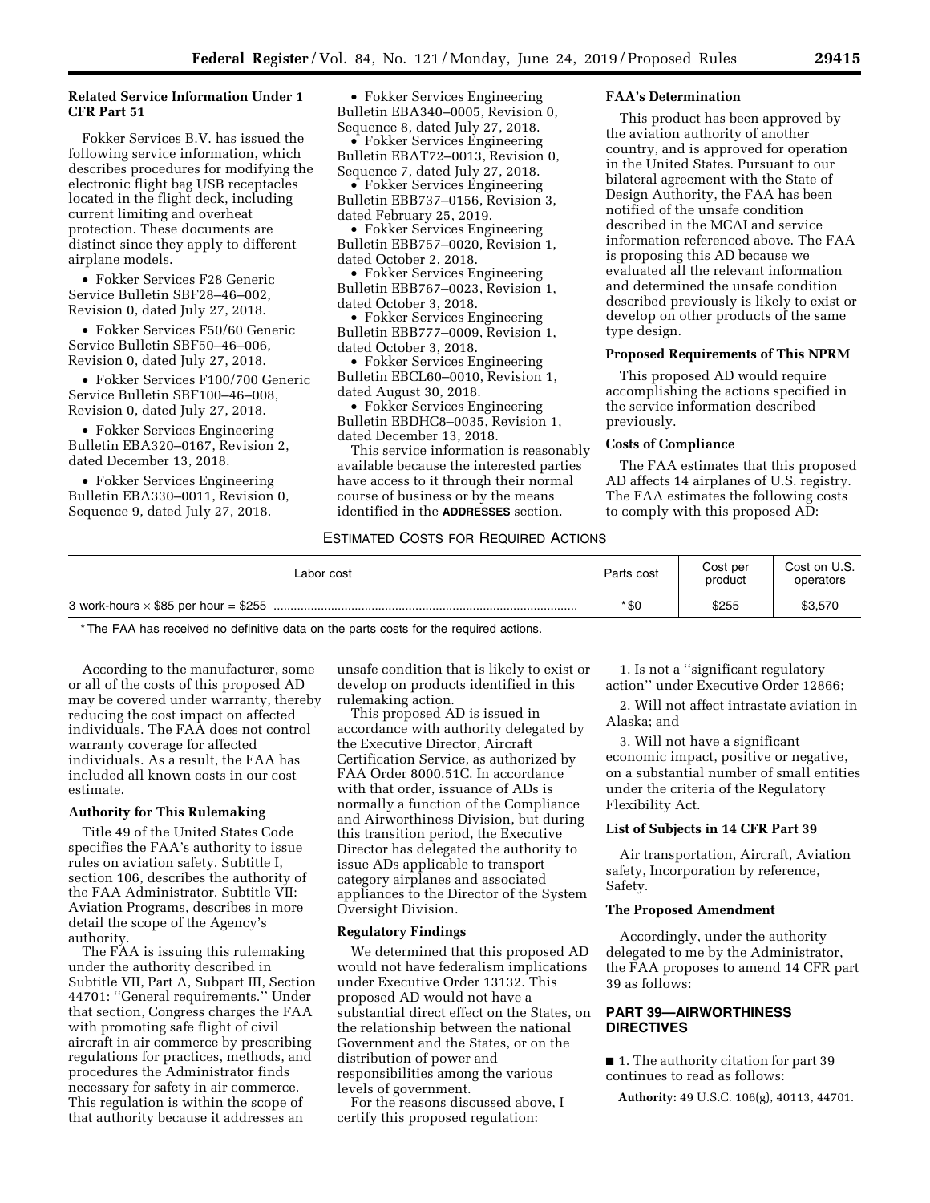### Related Service Information Under 1 CFR Part 51

Fokker Services B.V. has issued the following service information, which describes procedures for modifying the electronic flight bag USB receptacles located in the flight deck, including current limiting and overheat protection. These documents are distinct since they apply to different airplane models.

- Fokker Services F28 Generic Service Bulletin SBF28–46–002, Revision 0, dated July 27, 2018.
- Fokker Services F50/60 Generic Service Bulletin SBF50–46–006, Revision 0, dated July 27, 2018.
- Fokker Services F100/700 Generic Service Bulletin SBF100–46–008, Revision 0, dated July 27, 2018.
- Fokker Services Engineering Bulletin EBA320–0167, Revision 2, dated December 13, 2018.
- Fokker Services Engineering Bulletin EBA330–0011, Revision 0, Sequence 9, dated July 27, 2018.
- Fokker Services Engineering Bulletin EBA340–0005, Revision 0, Sequence 8, dated July 27, 2018.
- Fokker Services Engineering Bulletin EBAT72–0013, Revision 0, Sequence 7, dated July 27, 2018.
- Fokker Services Engineering Bulletin EBB737–0156, Revision 3, dated February 25, 2019.
- Fokker Services Engineering Bulletin EBB757–0020, Revision 1, dated October 2, 2018.
- Fokker Services Engineering Bulletin EBB767–0023, Revision 1, dated October 3, 2018.
- Fokker Services Engineering Bulletin EBB777–0009, Revision 1, dated October 3, 2018.
- Fokker Services Engineering Bulletin EBCL60–0010, Revision 1, dated August 30, 2018.
- Fokker Services Engineering Bulletin EBDHC8–0035, Revision 1, dated December 13, 2018.

This service information is reasonably available because the interested parties have access to it through their normal course of business or by the means identified in the **ADDRESSES** section.

### FAA's Determination

This product has been approved by the aviation authority of another country, and is approved for operation in the United States. Pursuant to our bilateral agreement with the State of Design Authority, the FAA has been notified of the unsafe condition described in the MCAI and service information referenced above. The FAA is proposing this AD because we evaluated all the relevant information and determined the unsafe condition described previously is likely to exist or develop on other products of the same type design.

### Proposed Requirements of This NPRM

This proposed AD would require accomplishing the actions specified in the service information described previously.

### Costs of Compliance

The FAA estimates that this proposed AD affects 14 airplanes of U.S. registry. The FAA estimates the following costs to comply with this proposed AD:

ESTIMATED COSTS FOR REQUIRED ACTIONS

| Labor cost | Parts cost | Cost per product | Cost on U.S. operators |
|---|---|---|---|
| 3 work-hours × $85 per hour = $255 | *$0 | $255 | $3,570 |

* The FAA has received no definitive data on the parts costs for the required actions.

According to the manufacturer, some or all of the costs of this proposed AD may be covered under warranty, thereby reducing the cost impact on affected individuals. The FAA does not control warranty coverage for affected individuals. As a result, the FAA has included all known costs in our cost estimate.

### Authority for This Rulemaking

Title 49 of the United States Code specifies the FAA's authority to issue rules on aviation safety. Subtitle I, section 106, describes the authority of the FAA Administrator. Subtitle VII: Aviation Programs, describes in more detail the scope of the Agency's authority.

The FAA is issuing this rulemaking under the authority described in Subtitle VII, Part A, Subpart III, Section 44701: ''General requirements.'' Under that section, Congress charges the FAA with promoting safe flight of civil aircraft in air commerce by prescribing regulations for practices, methods, and procedures the Administrator finds necessary for safety in air commerce. This regulation is within the scope of that authority because it addresses an unsafe condition that is likely to exist or develop on products identified in this rulemaking action.

This proposed AD is issued in accordance with authority delegated by the Executive Director, Aircraft Certification Service, as authorized by FAA Order 8000.51C. In accordance with that order, issuance of ADs is normally a function of the Compliance and Airworthiness Division, but during this transition period, the Executive Director has delegated the authority to issue ADs applicable to transport category airplanes and associated appliances to the Director of the System Oversight Division.

### Regulatory Findings

We determined that this proposed AD would not have federalism implications under Executive Order 13132. This proposed AD would not have a substantial direct effect on the States, on the relationship between the national Government and the States, or on the distribution of power and responsibilities among the various levels of government.

For the reasons discussed above, I certify this proposed regulation:

1. Is not a ''significant regulatory action'' under Executive Order 12866;

2. Will not affect intrastate aviation in Alaska; and

3. Will not have a significant economic impact, positive or negative, on a substantial number of small entities under the criteria of the Regulatory Flexibility Act.

### List of Subjects in 14 CFR Part 39

Air transportation, Aircraft, Aviation safety, Incorporation by reference, Safety.

### The Proposed Amendment

Accordingly, under the authority delegated to me by the Administrator, the FAA proposes to amend 14 CFR part 39 as follows:

## PART 39—AIRWORTHINESS DIRECTIVES

■ 1. The authority citation for part 39 continues to read as follows:

**Authority:** 49 U.S.C. 106(g), 40113, 44701.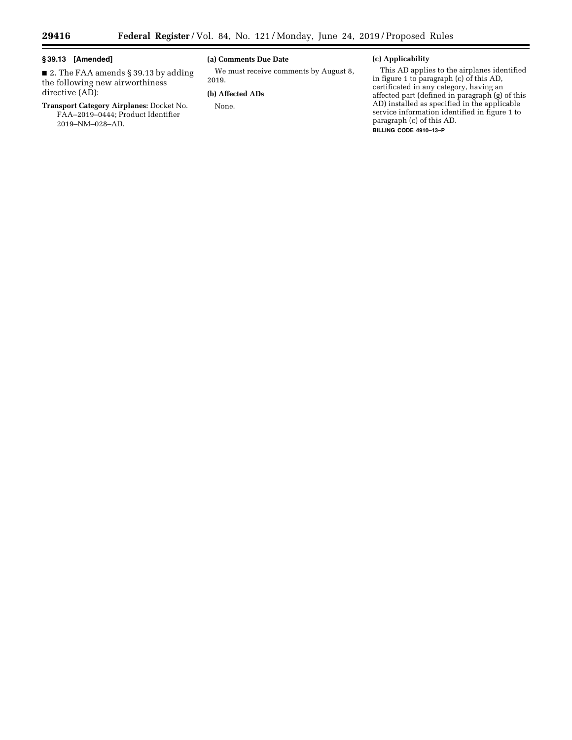### § 39.13 [Amended]

■ 2. The FAA amends § 39.13 by adding the following new airworthiness directive (AD):

**Transport Category Airplanes:** Docket No. FAA–2019–0444; Product Identifier 2019–NM–028–AD.

#### (a) Comments Due Date

We must receive comments by August 8, 2019.

#### (b) Affected ADs

None.

#### (c) Applicability

This AD applies to the airplanes identified in figure 1 to paragraph (c) of this AD, certificated in any category, having an affected part (defined in paragraph (g) of this AD) installed as specified in the applicable service information identified in figure 1 to paragraph (c) of this AD.

BILLING CODE 4910–13–P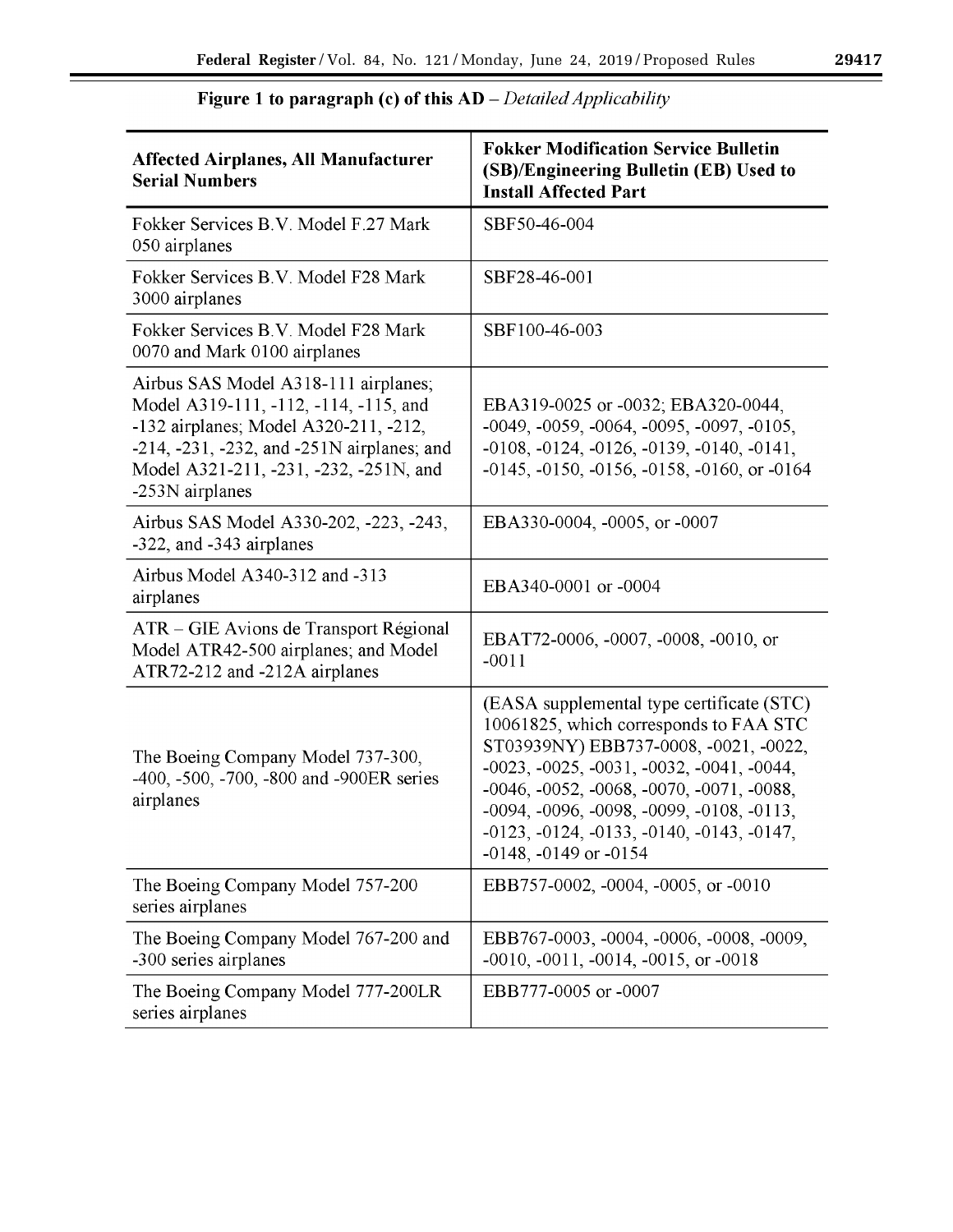**Figure 1 to paragraph (c) of this AD** – *Detailed Applicability*

| Affected Airplanes, All Manufacturer Serial Numbers | Fokker Modification Service Bulletin (SB)/Engineering Bulletin (EB) Used to Install Affected Part |
|---|---|
| Fokker Services B.V. Model F.27 Mark 050 airplanes | SBF50-46-004 |
| Fokker Services B.V. Model F28 Mark 3000 airplanes | SBF28-46-001 |
| Fokker Services B.V. Model F28 Mark 0070 and Mark 0100 airplanes | SBF100-46-003 |
| Airbus SAS Model A318-111 airplanes; Model A319-111, -112, -114, -115, and -132 airplanes; Model A320-211, -212, -214, -231, -232, and -251N airplanes; and Model A321-211, -231, -232, -251N, and -253N airplanes | EBA319-0025 or -0032; EBA320-0044, -0049, -0059, -0064, -0095, -0097, -0105, -0108, -0124, -0126, -0139, -0140, -0141, -0145, -0150, -0156, -0158, -0160, or -0164 |
| Airbus SAS Model A330-202, -223, -243, -322, and -343 airplanes | EBA330-0004, -0005, or -0007 |
| Airbus Model A340-312 and -313 airplanes | EBA340-0001 or -0004 |
| ATR – GIE Avions de Transport Régional Model ATR42-500 airplanes; and Model ATR72-212 and -212A airplanes | EBAT72-0006, -0007, -0008, -0010, or -0011 |
| The Boeing Company Model 737-300, -400, -500, -700, -800 and -900ER series airplanes | (EASA supplemental type certificate (STC) 10061825, which corresponds to FAA STC ST03939NY) EBB737-0008, -0021, -0022, -0023, -0025, -0031, -0032, -0041, -0044, -0046, -0052, -0068, -0070, -0071, -0088, -0094, -0096, -0098, -0099, -0108, -0113, -0123, -0124, -0133, -0140, -0143, -0147, -0148, -0149 or -0154 |
| The Boeing Company Model 757-200 series airplanes | EBB757-0002, -0004, -0005, or -0010 |
| The Boeing Company Model 767-200 and -300 series airplanes | EBB767-0003, -0004, -0006, -0008, -0009, -0010, -0011, -0014, -0015, or -0018 |
| The Boeing Company Model 777-200LR series airplanes | EBB777-0005 or -0007 |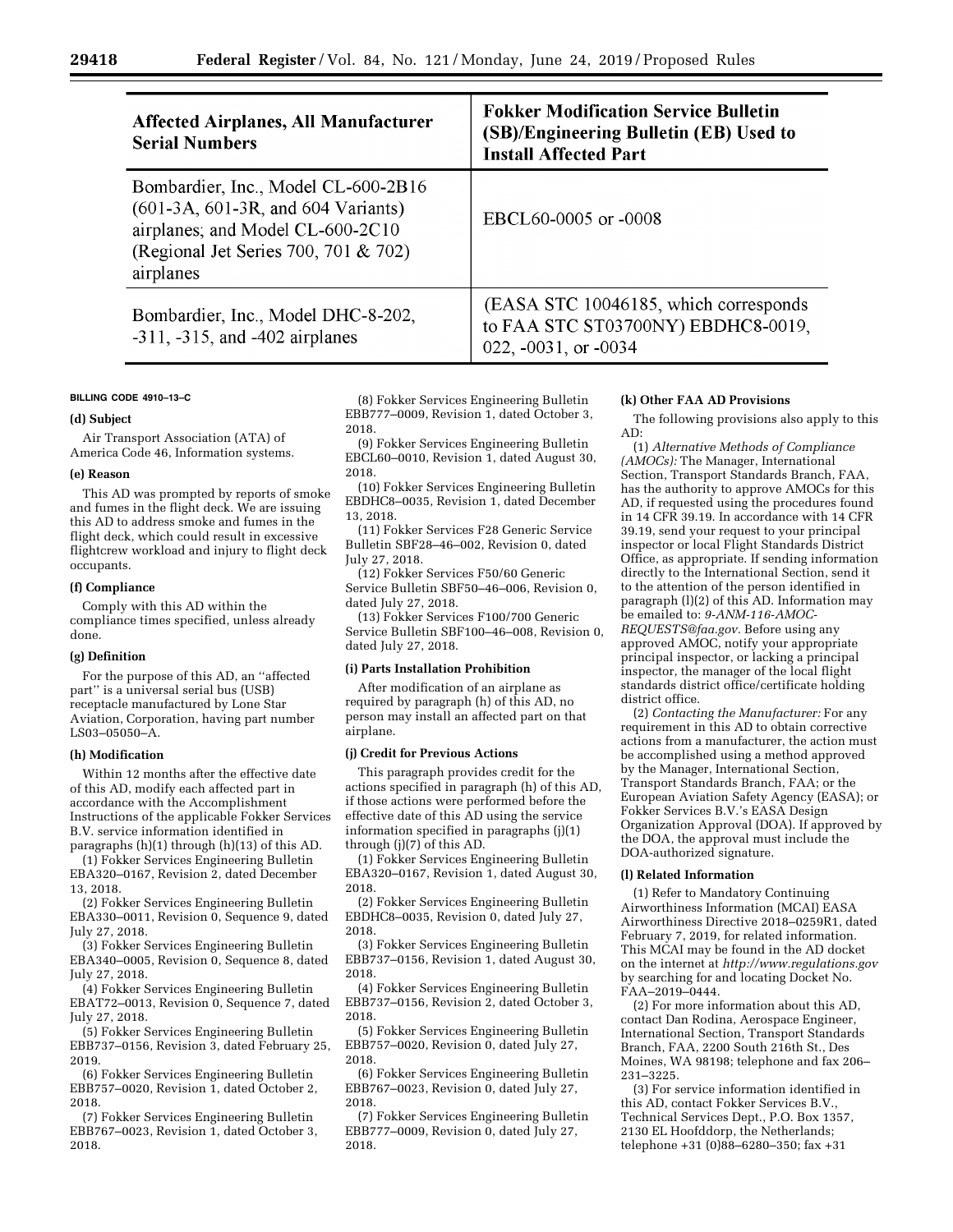| Affected Airplanes, All Manufacturer Serial Numbers | Fokker Modification Service Bulletin (SB)/Engineering Bulletin (EB) Used to Install Affected Part |
|---|---|
| Bombardier, Inc., Model CL-600-2B16 (601-3A, 601-3R, and 604 Variants) airplanes; and Model CL-600-2C10 (Regional Jet Series 700, 701 & 702) airplanes | EBCL60-0005 or -0008 |
| Bombardier, Inc., Model DHC-8-202, -311, -315, and -402 airplanes | (EASA STC 10046185, which corresponds to FAA STC ST03700NY) EBDHC8-0019, 022, -0031, or -0034 |

BILLING CODE 4910–13–C

**(d) Subject**

Air Transport Association (ATA) of America Code 46, Information systems.

**(e) Reason**

This AD was prompted by reports of smoke and fumes in the flight deck. We are issuing this AD to address smoke and fumes in the flight deck, which could result in excessive flightcrew workload and injury to flight deck occupants.

**(f) Compliance**

Comply with this AD within the compliance times specified, unless already done.

**(g) Definition**

For the purpose of this AD, an ''affected part'' is a universal serial bus (USB) receptacle manufactured by Lone Star Aviation, Corporation, having part number LS03–05050–A.

**(h) Modification**

Within 12 months after the effective date of this AD, modify each affected part in accordance with the Accomplishment Instructions of the applicable Fokker Services B.V. service information identified in paragraphs (h)(1) through (h)(13) of this AD.

(1) Fokker Services Engineering Bulletin EBA320–0167, Revision 2, dated December 13, 2018.

(2) Fokker Services Engineering Bulletin EBA330–0011, Revision 0, Sequence 9, dated July 27, 2018.

(3) Fokker Services Engineering Bulletin EBA340–0005, Revision 0, Sequence 8, dated July 27, 2018.

(4) Fokker Services Engineering Bulletin EBAT72–0013, Revision 0, Sequence 7, dated July 27, 2018.

(5) Fokker Services Engineering Bulletin EBB737–0156, Revision 3, dated February 25, 2019.

(6) Fokker Services Engineering Bulletin EBB757–0020, Revision 1, dated October 2, 2018.

(7) Fokker Services Engineering Bulletin EBB767–0023, Revision 1, dated October 3, 2018.

(8) Fokker Services Engineering Bulletin EBB777–0009, Revision 1, dated October 3, 2018.

(9) Fokker Services Engineering Bulletin EBCL60–0010, Revision 1, dated August 30, 2018.

(10) Fokker Services Engineering Bulletin EBDHC8–0035, Revision 1, dated December 13, 2018.

(11) Fokker Services F28 Generic Service Bulletin SBF28–46–002, Revision 0, dated July 27, 2018.

(12) Fokker Services F50/60 Generic Service Bulletin SBF50–46–006, Revision 0, dated July 27, 2018.

(13) Fokker Services F100/700 Generic Service Bulletin SBF100–46–008, Revision 0, dated July 27, 2018.

**(i) Parts Installation Prohibition**

After modification of an airplane as required by paragraph (h) of this AD, no person may install an affected part on that airplane.

**(j) Credit for Previous Actions**

This paragraph provides credit for the actions specified in paragraph (h) of this AD, if those actions were performed before the effective date of this AD using the service information specified in paragraphs (j)(1) through (j)(7) of this AD.

(1) Fokker Services Engineering Bulletin EBA320–0167, Revision 1, dated August 30, 2018.

(2) Fokker Services Engineering Bulletin EBDHC8–0035, Revision 0, dated July 27, 2018.

(3) Fokker Services Engineering Bulletin EBB737–0156, Revision 1, dated August 30, 2018.

(4) Fokker Services Engineering Bulletin EBB737–0156, Revision 2, dated October 3, 2018.

(5) Fokker Services Engineering Bulletin EBB757–0020, Revision 0, dated July 27, 2018.

(6) Fokker Services Engineering Bulletin EBB767–0023, Revision 0, dated July 27, 2018.

(7) Fokker Services Engineering Bulletin EBB777–0009, Revision 0, dated July 27, 2018.

**(k) Other FAA AD Provisions**

The following provisions also apply to this AD:

(1) *Alternative Methods of Compliance (AMOCs):* The Manager, International Section, Transport Standards Branch, FAA, has the authority to approve AMOCs for this AD, if requested using the procedures found in 14 CFR 39.19. In accordance with 14 CFR 39.19, send your request to your principal inspector or local Flight Standards District Office, as appropriate. If sending information directly to the International Section, send it to the attention of the person identified in paragraph (l)(2) of this AD. Information may be emailed to: *9-ANM-116-AMOC-REQUESTS@faa.gov*. Before using any approved AMOC, notify your appropriate principal inspector, or lacking a principal inspector, the manager of the local flight standards district office/certificate holding district office.

(2) *Contacting the Manufacturer:* For any requirement in this AD to obtain corrective actions from a manufacturer, the action must be accomplished using a method approved by the Manager, International Section, Transport Standards Branch, FAA; or the European Aviation Safety Agency (EASA); or Fokker Services B.V.'s EASA Design Organization Approval (DOA). If approved by the DOA, the approval must include the DOA-authorized signature.

**(l) Related Information**

(1) Refer to Mandatory Continuing Airworthiness Information (MCAI) EASA Airworthiness Directive 2018–0259R1, dated February 7, 2019, for related information. This MCAI may be found in the AD docket on the internet at *http://www.regulations.gov* by searching for and locating Docket No. FAA–2019–0444.

(2) For more information about this AD, contact Dan Rodina, Aerospace Engineer, International Section, Transport Standards Branch, FAA, 2200 South 216th St., Des Moines, WA 98198; telephone and fax 206–231–3225.

(3) For service information identified in this AD, contact Fokker Services B.V., Technical Services Dept., P.O. Box 1357, 2130 EL Hoofddorp, the Netherlands; telephone +31 (0)88–6280–350; fax +31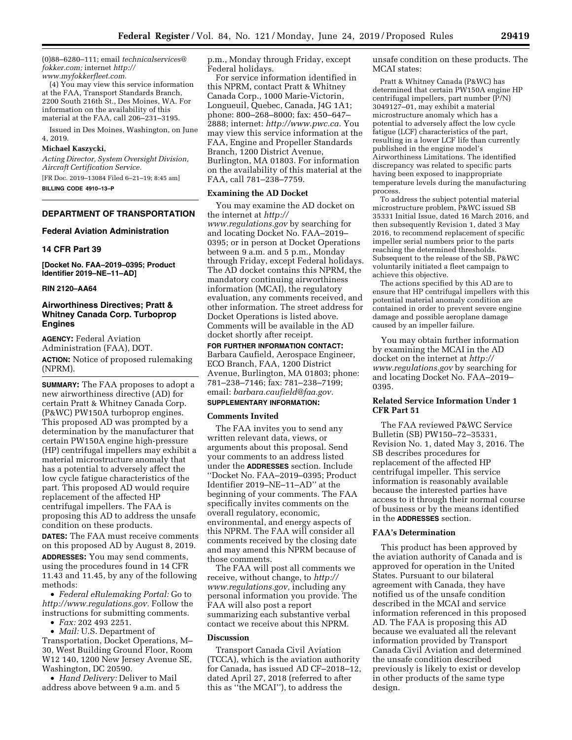(0)88–6280–111; email *technicalservices@fokker.com;* internet *http://www.myfokkerfleet.com.*

(4) You may view this service information at the FAA, Transport Standards Branch, 2200 South 216th St., Des Moines, WA. For information on the availability of this material at the FAA, call 206–231–3195.

Issued in Des Moines, Washington, on June 4, 2019.

**Michael Kaszycki,**

*Acting Director, System Oversight Division, Aircraft Certification Service.*

[FR Doc. 2019–13084 Filed 6–21–19; 8:45 am]

**BILLING CODE 4910–13–P**

---

## DEPARTMENT OF TRANSPORTATION

### Federal Aviation Administration

### 14 CFR Part 39

**[Docket No. FAA–2019–0395; Product Identifier 2019–NE–11–AD]**

**RIN 2120–AA64**

## Airworthiness Directives; Pratt & Whitney Canada Corp. Turboprop Engines

**AGENCY:** Federal Aviation Administration (FAA), DOT.

**ACTION:** Notice of proposed rulemaking (NPRM).

**SUMMARY:** The FAA proposes to adopt a new airworthiness directive (AD) for certain Pratt & Whitney Canada Corp. (P&WC) PW150A turboprop engines. This proposed AD was prompted by a determination by the manufacturer that certain PW150A engine high-pressure (HP) centrifugal impellers may exhibit a material microstructure anomaly that has a potential to adversely affect the low cycle fatigue characteristics of the part. This proposed AD would require replacement of the affected HP centrifugal impellers. The FAA is proposing this AD to address the unsafe condition on these products.

**DATES:** The FAA must receive comments on this proposed AD by August 8, 2019.

**ADDRESSES:** You may send comments, using the procedures found in 14 CFR 11.43 and 11.45, by any of the following methods:

- *Federal eRulemaking Portal:* Go to *http://www.regulations.gov.* Follow the instructions for submitting comments.
- *Fax:* 202 493 2251.
- *Mail:* U.S. Department of Transportation, Docket Operations, M–30, West Building Ground Floor, Room W12 140, 1200 New Jersey Avenue SE, Washington, DC 20590.
- *Hand Delivery:* Deliver to Mail address above between 9 a.m. and 5 p.m., Monday through Friday, except Federal holidays.

For service information identified in this NPRM, contact Pratt & Whitney Canada Corp., 1000 Marie-Victorin, Longueuil, Quebec, Canada, J4G 1A1; phone: 800–268–8000; fax: 450–647–2888; internet: *http://www.pwc.ca.* You may view this service information at the FAA, Engine and Propeller Standards Branch, 1200 District Avenue, Burlington, MA 01803. For information on the availability of this material at the FAA, call 781–238–7759.

### Examining the AD Docket

You may examine the AD docket on the internet at *http://www.regulations.gov* by searching for and locating Docket No. FAA–2019–0395; or in person at Docket Operations between 9 a.m. and 5 p.m., Monday through Friday, except Federal holidays. The AD docket contains this NPRM, the mandatory continuing airworthiness information (MCAI), the regulatory evaluation, any comments received, and other information. The street address for Docket Operations is listed above. Comments will be available in the AD docket shortly after receipt.

**FOR FURTHER INFORMATION CONTACT:** Barbara Caufield, Aerospace Engineer, ECO Branch, FAA, 1200 District Avenue, Burlington, MA 01803; phone: 781–238–7146; fax: 781–238–7199; email: *barbara.caufield@faa.gov.*

**SUPPLEMENTARY INFORMATION:**

### Comments Invited

The FAA invites you to send any written relevant data, views, or arguments about this proposal. Send your comments to an address listed under the **ADDRESSES** section. Include ''Docket No. FAA–2019–0395; Product Identifier 2019–NE–11–AD'' at the beginning of your comments. The FAA specifically invites comments on the overall regulatory, economic, environmental, and energy aspects of this NPRM. The FAA will consider all comments received by the closing date and may amend this NPRM because of those comments.

The FAA will post all comments we receive, without change, to *http://www.regulations.gov,* including any personal information you provide. The FAA will also post a report summarizing each substantive verbal contact we receive about this NPRM.

### Discussion

Transport Canada Civil Aviation (TCCA), which is the aviation authority for Canada, has issued AD CF–2018–12, dated April 27, 2018 (referred to after this as ''the MCAI''), to address the unsafe condition on these products. The MCAI states:

> Pratt & Whitney Canada (P&WC) has determined that certain PW150A engine HP centrifugal impellers, part number (P/N) 3049127–01, may exhibit a material microstructure anomaly which has a potential to adversely affect the low cycle fatigue (LCF) characteristics of the part, resulting in a lower LCF life than currently published in the engine model's Airworthiness Limitations. The identified discrepancy was related to specific parts having been exposed to inappropriate temperature levels during the manufacturing process.
>
> To address the subject potential material microstructure problem, P&WC issued SB 35331 Initial Issue, dated 16 March 2016, and then subsequently Revision 1, dated 3 May 2016, to recommend replacement of specific impeller serial numbers prior to the parts reaching the determined thresholds. Subsequent to the release of the SB, P&WC voluntarily initiated a fleet campaign to achieve this objective.
>
> The actions specified by this AD are to ensure that HP centrifugal impellers with this potential material anomaly condition are contained in order to prevent severe engine damage and possible aeroplane damage caused by an impeller failure.

You may obtain further information by examining the MCAI in the AD docket on the internet at *http://www.regulations.gov* by searching for and locating Docket No. FAA–2019–0395.

### Related Service Information Under 1 CFR Part 51

The FAA reviewed P&WC Service Bulletin (SB) PW150–72–35331, Revision No. 1, dated May 3, 2016. The SB describes procedures for replacement of the affected HP centrifugal impeller. This service information is reasonably available because the interested parties have access to it through their normal course of business or by the means identified in the **ADDRESSES** section.

### FAA's Determination

This product has been approved by the aviation authority of Canada and is approved for operation in the United States. Pursuant to our bilateral agreement with Canada, they have notified us of the unsafe condition described in the MCAI and service information referenced in this proposed AD. The FAA is proposing this AD because we evaluated all the relevant information provided by Transport Canada Civil Aviation and determined the unsafe condition described previously is likely to exist or develop in other products of the same type design.